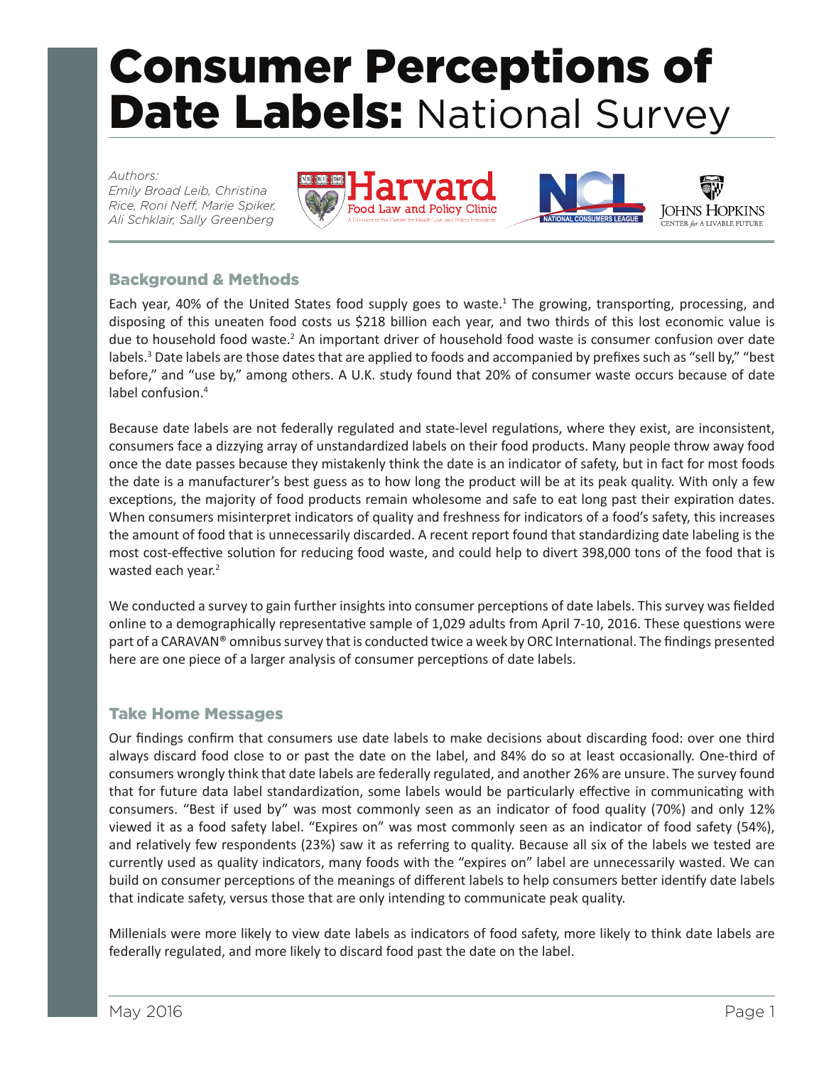# Consumer Perceptions of Date Labels: National Survey

*Authors:*
*Emily Broad Leib, Christina Rice, Roni Neff, Marie Spiker, Ali Schklair, Sally Greenberg*

Harvard Food Law and Policy Clinic — A Division of the Center for Health Law and Policy Innovation
National Consumers League
Johns Hopkins Center for a Livable Future

## Background & Methods

Each year, 40% of the United States food supply goes to waste.[1] The growing, transporting, processing, and disposing of this uneaten food costs us $218 billion each year, and two thirds of this lost economic value is due to household food waste.[2] An important driver of household food waste is consumer confusion over date labels.[3] Date labels are those dates that are applied to foods and accompanied by prefixes such as "sell by," "best before," and "use by," among others. A U.K. study found that 20% of consumer waste occurs because of date label confusion.[4]

Because date labels are not federally regulated and state-level regulations, where they exist, are inconsistent, consumers face a dizzying array of unstandardized labels on their food products. Many people throw away food once the date passes because they mistakenly think the date is an indicator of safety, but in fact for most foods the date is a manufacturer's best guess as to how long the product will be at its peak quality. With only a few exceptions, the majority of food products remain wholesome and safe to eat long past their expiration dates. When consumers misinterpret indicators of quality and freshness for indicators of a food's safety, this increases the amount of food that is unnecessarily discarded. A recent report found that standardizing date labeling is the most cost-effective solution for reducing food waste, and could help to divert 398,000 tons of the food that is wasted each year.[2]

We conducted a survey to gain further insights into consumer perceptions of date labels. This survey was fielded online to a demographically representative sample of 1,029 adults from April 7-10, 2016. These questions were part of a CARAVAN® omnibus survey that is conducted twice a week by ORC International. The findings presented here are one piece of a larger analysis of consumer perceptions of date labels.

## Take Home Messages

Our findings confirm that consumers use date labels to make decisions about discarding food: over one third always discard food close to or past the date on the label, and 84% do so at least occasionally. One-third of consumers wrongly think that date labels are federally regulated, and another 26% are unsure. The survey found that for future data label standardization, some labels would be particularly effective in communicating with consumers. "Best if used by" was most commonly seen as an indicator of food quality (70%) and only 12% viewed it as a food safety label. "Expires on" was most commonly seen as an indicator of food safety (54%), and relatively few respondents (23%) saw it as referring to quality. Because all six of the labels we tested are currently used as quality indicators, many foods with the "expires on" label are unnecessarily wasted. We can build on consumer perceptions of the meanings of different labels to help consumers better identify date labels that indicate safety, versus those that are only intending to communicate peak quality.

Millenials were more likely to view date labels as indicators of food safety, more likely to think date labels are federally regulated, and more likely to discard food past the date on the label.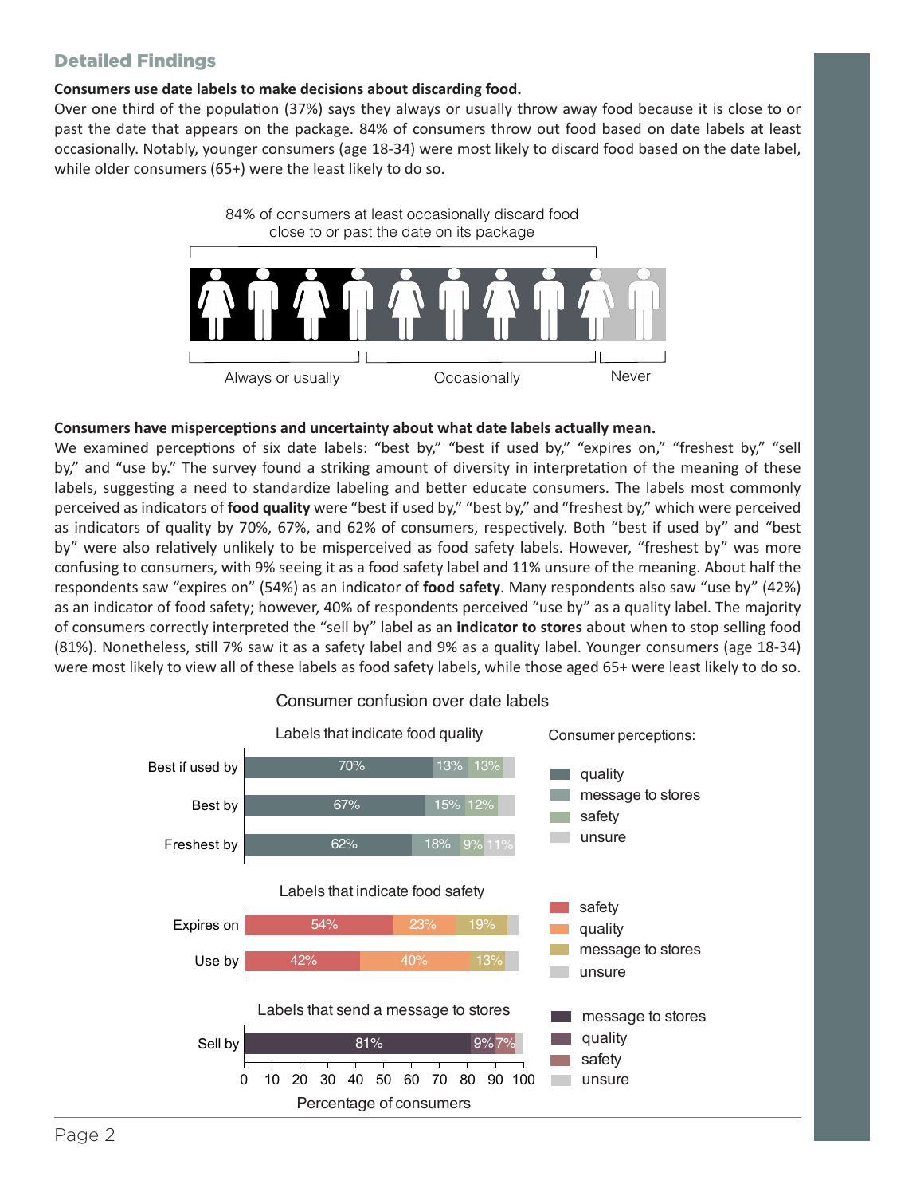## Detailed Findings

**Consumers use date labels to make decisions about discarding food.**

Over one third of the population (37%) says they always or usually throw away food because it is close to or past the date that appears on the package. 84% of consumers throw out food based on date labels at least occasionally. Notably, younger consumers (age 18-34) were most likely to discard food based on the date label, while older consumers (65+) were the least likely to do so.

84% of consumers at least occasionally discard food close to or past the date on its package

Always or usually | Occasionally | Never

**Consumers have misperceptions and uncertainty about what date labels actually mean.**

We examined perceptions of six date labels: "best by," "best if used by," "expires on," "freshest by," "sell by," and "use by." The survey found a striking amount of diversity in interpretation of the meaning of these labels, suggesting a need to standardize labeling and better educate consumers. The labels most commonly perceived as indicators of **food quality** were "best if used by," "best by," and "freshest by," which were perceived as indicators of quality by 70%, 67%, and 62% of consumers, respectively. Both "best if used by" and "best by" were also relatively unlikely to be misperceived as food safety labels. However, "freshest by" was more confusing to consumers, with 9% seeing it as a food safety label and 11% unsure of the meaning. About half the respondents saw "expires on" (54%) as an indicator of **food safety**. Many respondents also saw "use by" (42%) as an indicator of food safety; however, 40% of respondents perceived "use by" as a quality label. The majority of consumers correctly interpreted the "sell by" label as an **indicator to stores** about when to stop selling food (81%). Nonetheless, still 7% saw it as a safety label and 9% as a quality label. Younger consumers (age 18-34) were most likely to view all of these labels as food safety labels, while those aged 65+ were least likely to do so.

**Consumer confusion over date labels**

Labels that indicate food quality

| Label | Quality | Message to stores | Safety | Unsure |
|---|---|---|---|---|
| Best if used by | 70% | 13% | 13% | |
| Best by | 67% | 15% | 12% | |
| Freshest by | 62% | 18% | 9% | 11% |

Labels that indicate food safety

| Label | Safety | Quality | Message to stores | Unsure |
|---|---|---|---|---|
| Expires on | 54% | 23% | 19% | |
| Use by | 42% | 40% | 13% | |

Labels that send a message to stores

| Label | Message to stores | Quality | Safety | Unsure |
|---|---|---|---|---|
| Sell by | 81% | 9% | 7% | |

Percentage of consumers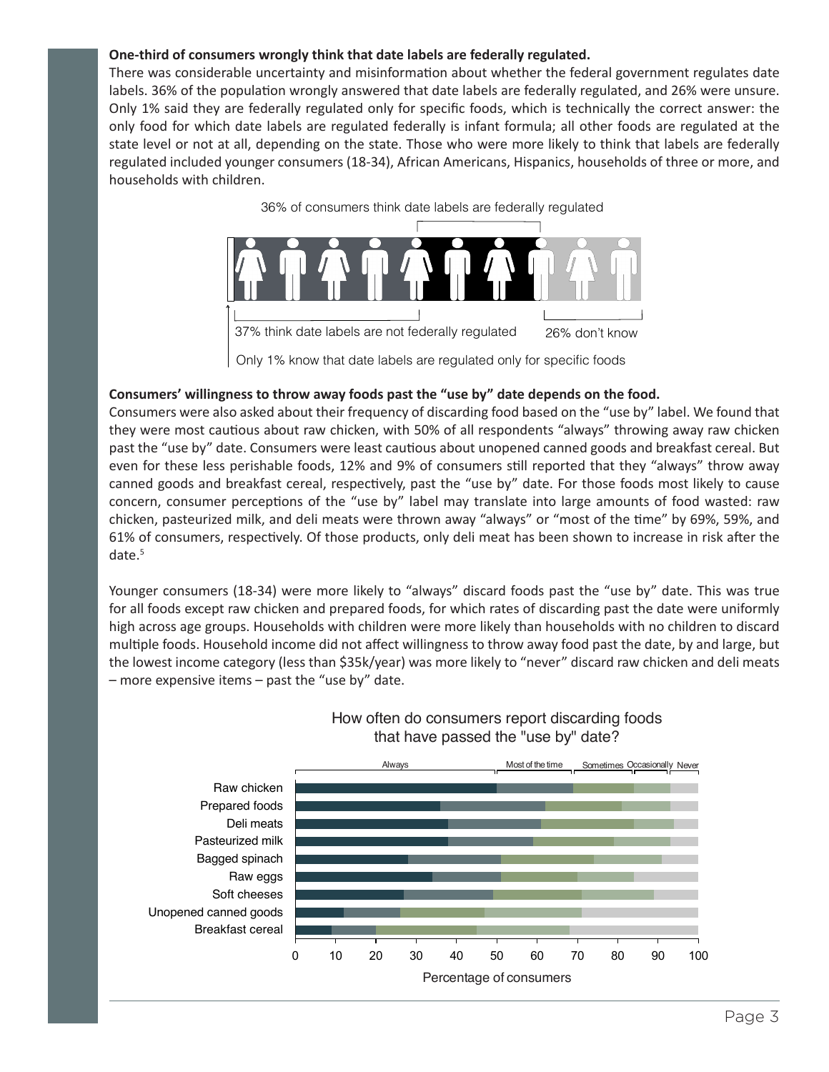**One-third of consumers wrongly think that date labels are federally regulated.**

There was considerable uncertainty and misinformation about whether the federal government regulates date labels. 36% of the population wrongly answered that date labels are federally regulated, and 26% were unsure. Only 1% said they are federally regulated only for specific foods, which is technically the correct answer: the only food for which date labels are regulated federally is infant formula; all other foods are regulated at the state level or not at all, depending on the state. Those who were more likely to think that labels are federally regulated included younger consumers (18-34), African Americans, Hispanics, households of three or more, and households with children.

36% of consumers think date labels are federally regulated

37% think date labels are not federally regulated

26% don't know

Only 1% know that date labels are regulated only for specific foods

**Consumers' willingness to throw away foods past the "use by" date depends on the food.**

Consumers were also asked about their frequency of discarding food based on the "use by" label. We found that they were most cautious about raw chicken, with 50% of all respondents "always" throwing away raw chicken past the "use by" date. Consumers were least cautious about unopened canned goods and breakfast cereal. But even for these less perishable foods, 12% and 9% of consumers still reported that they "always" throw away canned goods and breakfast cereal, respectively, past the "use by" date. For those foods most likely to cause concern, consumer perceptions of the "use by" label may translate into large amounts of food wasted: raw chicken, pasteurized milk, and deli meats were thrown away "always" or "most of the time" by 69%, 59%, and 61% of consumers, respectively. Of those products, only deli meat has been shown to increase in risk after the date.[5]

Younger consumers (18-34) were more likely to "always" discard foods past the "use by" date. This was true for all foods except raw chicken and prepared foods, for which rates of discarding past the date were uniformly high across age groups. Households with children were more likely than households with no children to discard multiple foods. Household income did not affect willingness to throw away food past the date, by and large, but the lowest income category (less than $35k/year) was more likely to "never" discard raw chicken and deli meats – more expensive items – past the "use by" date.

How often do consumers report discarding foods that have passed the "use by" date?

Always | Most of the time | Sometimes | Occasionally | Never

Raw chicken, Prepared foods, Deli meats, Pasteurized milk, Bagged spinach, Raw eggs, Soft cheeses, Unopened canned goods, Breakfast cereal

0 10 20 30 40 50 60 70 80 90 100

Percentage of consumers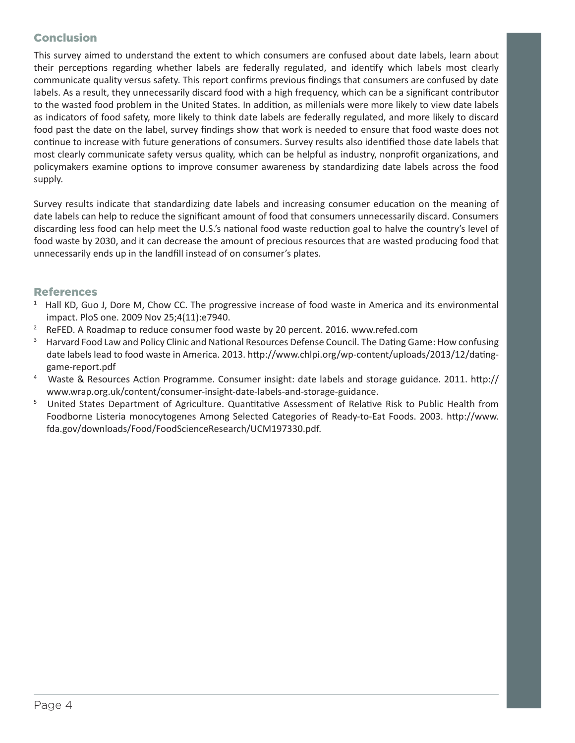## Conclusion

This survey aimed to understand the extent to which consumers are confused about date labels, learn about their perceptions regarding whether labels are federally regulated, and identify which labels most clearly communicate quality versus safety. This report confirms previous findings that consumers are confused by date labels. As a result, they unnecessarily discard food with a high frequency, which can be a significant contributor to the wasted food problem in the United States. In addition, as millenials were more likely to view date labels as indicators of food safety, more likely to think date labels are federally regulated, and more likely to discard food past the date on the label, survey findings show that work is needed to ensure that food waste does not continue to increase with future generations of consumers. Survey results also identified those date labels that most clearly communicate safety versus quality, which can be helpful as industry, nonprofit organizations, and policymakers examine options to improve consumer awareness by standardizing date labels across the food supply.

Survey results indicate that standardizing date labels and increasing consumer education on the meaning of date labels can help to reduce the significant amount of food that consumers unnecessarily discard. Consumers discarding less food can help meet the U.S.'s national food waste reduction goal to halve the country's level of food waste by 2030, and it can decrease the amount of precious resources that are wasted producing food that unnecessarily ends up in the landfill instead of on consumer's plates.

## References

1. Hall KD, Guo J, Dore M, Chow CC. The progressive increase of food waste in America and its environmental impact. PloS one. 2009 Nov 25;4(11):e7940.
2. ReFED. A Roadmap to reduce consumer food waste by 20 percent. 2016. www.refed.com
3. Harvard Food Law and Policy Clinic and National Resources Defense Council. The Dating Game: How confusing date labels lead to food waste in America. 2013. http://www.chlpi.org/wp-content/uploads/2013/12/dating-game-report.pdf
4. Waste & Resources Action Programme. Consumer insight: date labels and storage guidance. 2011. http://www.wrap.org.uk/content/consumer-insight-date-labels-and-storage-guidance.
5. United States Department of Agriculture. Quantitative Assessment of Relative Risk to Public Health from Foodborne Listeria monocytogenes Among Selected Categories of Ready-to-Eat Foods. 2003. http://www.fda.gov/downloads/Food/FoodScienceResearch/UCM197330.pdf.